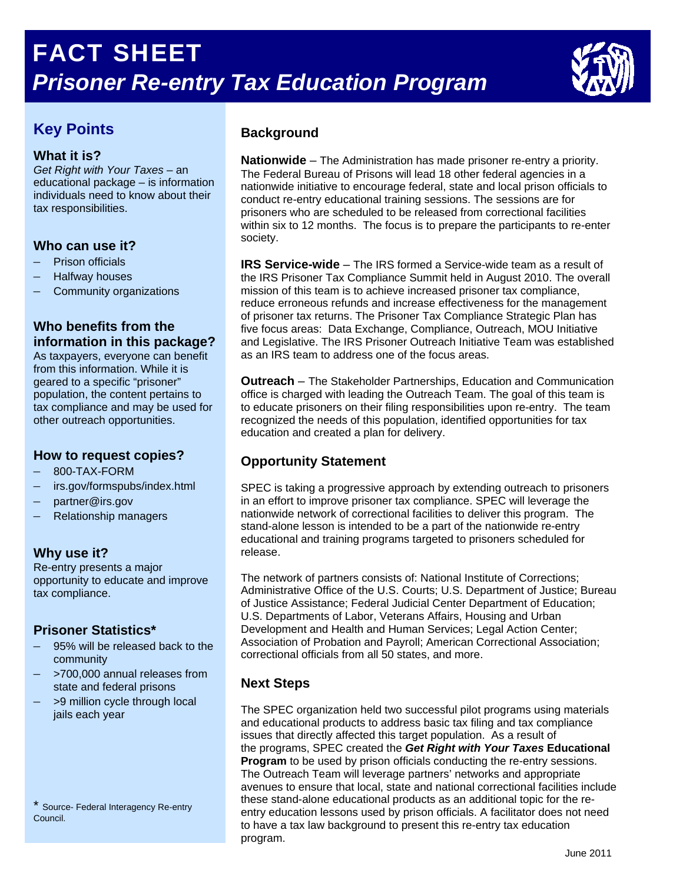# FACT SHEET

# *Prisoner Re-entry Tax Education Program*

## Key Points

### What it is?

*Get Right with Your Taxes* – an educational package – is information individuals need to know about their tax responsibilities.

### Who can use it?

- Prison officials
- Halfway houses
- Community organizations

### Who benefits from the information in this package?

As taxpayers, everyone can benefit from this information. While it is geared to a specific "prisoner" population, the content pertains to tax compliance and may be used for other outreach opportunities.

### How to request copies?

- 800-TAX-FORM
- irs.gov/formspubs/index.html
- partner@irs.gov
- Relationship managers

### Why use it?

Re-entry presents a major opportunity to educate and improve tax compliance.

### Prisoner Statistics*

- 95% will be released back to the community
- >700,000 annual releases from state and federal prisons
- >9 million cycle through local jails each year

\* Source- Federal Interagency Re-entry Council.

## Background

**Nationwide** – The Administration has made prisoner re-entry a priority. The Federal Bureau of Prisons will lead 18 other federal agencies in a nationwide initiative to encourage federal, state and local prison officials to conduct re-entry educational training sessions. The sessions are for prisoners who are scheduled to be released from correctional facilities within six to 12 months. The focus is to prepare the participants to re-enter society.

**IRS Service-wide** – The IRS formed a Service-wide team as a result of the IRS Prisoner Tax Compliance Summit held in August 2010. The overall mission of this team is to achieve increased prisoner tax compliance, reduce erroneous refunds and increase effectiveness for the management of prisoner tax returns. The Prisoner Tax Compliance Strategic Plan has five focus areas: Data Exchange, Compliance, Outreach, MOU Initiative and Legislative. The IRS Prisoner Outreach Initiative Team was established as an IRS team to address one of the focus areas.

**Outreach** – The Stakeholder Partnerships, Education and Communication office is charged with leading the Outreach Team. The goal of this team is to educate prisoners on their filing responsibilities upon re-entry. The team recognized the needs of this population, identified opportunities for tax education and created a plan for delivery.

## Opportunity Statement

SPEC is taking a progressive approach by extending outreach to prisoners in an effort to improve prisoner tax compliance. SPEC will leverage the nationwide network of correctional facilities to deliver this program. The stand-alone lesson is intended to be a part of the nationwide re-entry educational and training programs targeted to prisoners scheduled for release.

The network of partners consists of: National Institute of Corrections; Administrative Office of the U.S. Courts; U.S. Department of Justice; Bureau of Justice Assistance; Federal Judicial Center Department of Education; U.S. Departments of Labor, Veterans Affairs, Housing and Urban Development and Health and Human Services; Legal Action Center; Association of Probation and Payroll; American Correctional Association; correctional officials from all 50 states, and more.

## Next Steps

The SPEC organization held two successful pilot programs using materials and educational products to address basic tax filing and tax compliance issues that directly affected this target population. As a result of the programs, SPEC created the ***Get Right with Your Taxes* Educational Program** to be used by prison officials conducting the re-entry sessions. The Outreach Team will leverage partners' networks and appropriate avenues to ensure that local, state and national correctional facilities include these stand-alone educational products as an additional topic for the re-entry education lessons used by prison officials. A facilitator does not need to have a tax law background to present this re-entry tax education program.

June 2011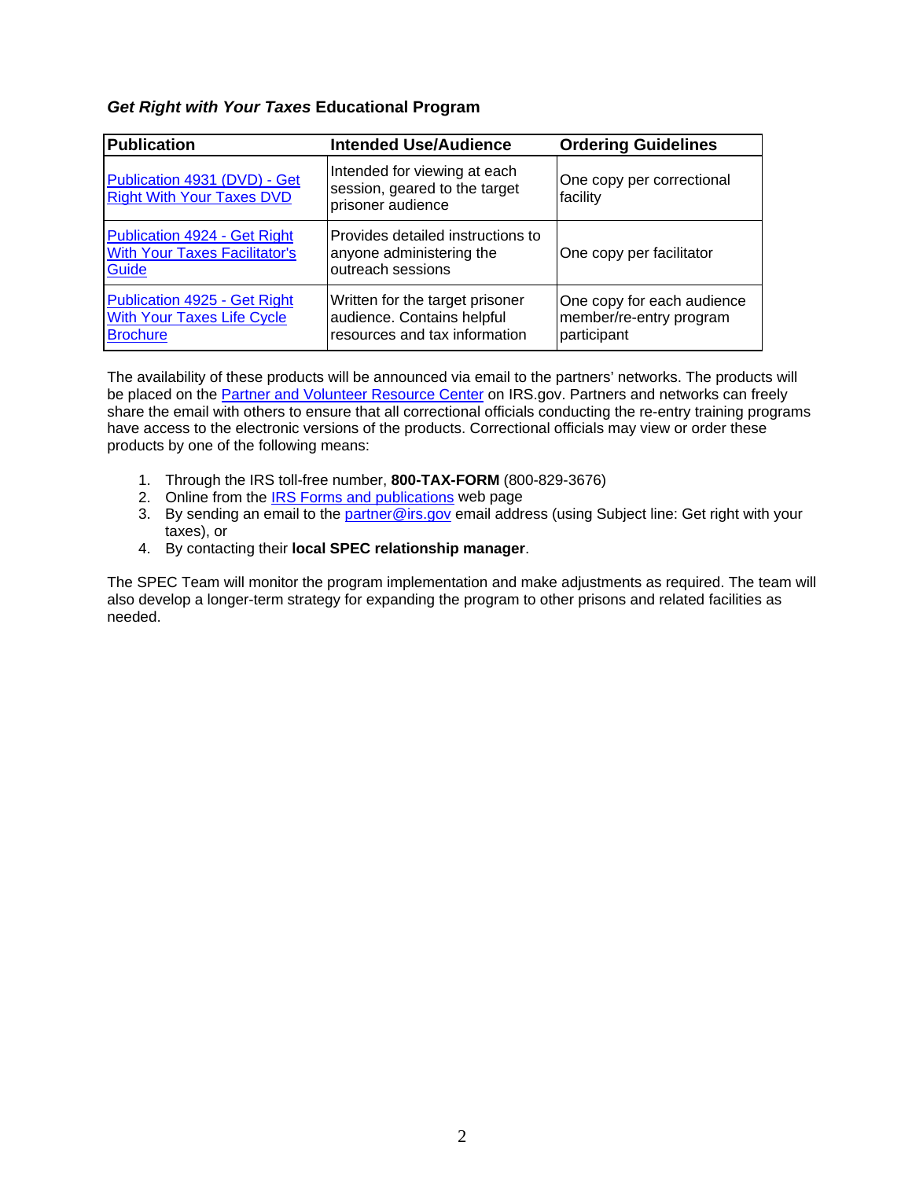### *Get Right with Your Taxes* Educational Program

| Publication | Intended Use/Audience | Ordering Guidelines |
|---|---|---|
| Publication 4931 (DVD) - Get Right With Your Taxes DVD | Intended for viewing at each session, geared to the target prisoner audience | One copy per correctional facility |
| Publication 4924 - Get Right With Your Taxes Facilitator's Guide | Provides detailed instructions to anyone administering the outreach sessions | One copy per facilitator |
| Publication 4925 - Get Right With Your Taxes Life Cycle Brochure | Written for the target prisoner audience. Contains helpful resources and tax information | One copy for each audience member/re-entry program participant |

The availability of these products will be announced via email to the partners' networks. The products will be placed on the Partner and Volunteer Resource Center on IRS.gov. Partners and networks can freely share the email with others to ensure that all correctional officials conducting the re-entry training programs have access to the electronic versions of the products. Correctional officials may view or order these products by one of the following means:

1. Through the IRS toll-free number, **800-TAX-FORM** (800-829-3676)
2. Online from the IRS Forms and publications web page
3. By sending an email to the partner@irs.gov email address (using Subject line: Get right with your taxes), or
4. By contacting their **local SPEC relationship manager**.

The SPEC Team will monitor the program implementation and make adjustments as required. The team will also develop a longer-term strategy for expanding the program to other prisons and related facilities as needed.